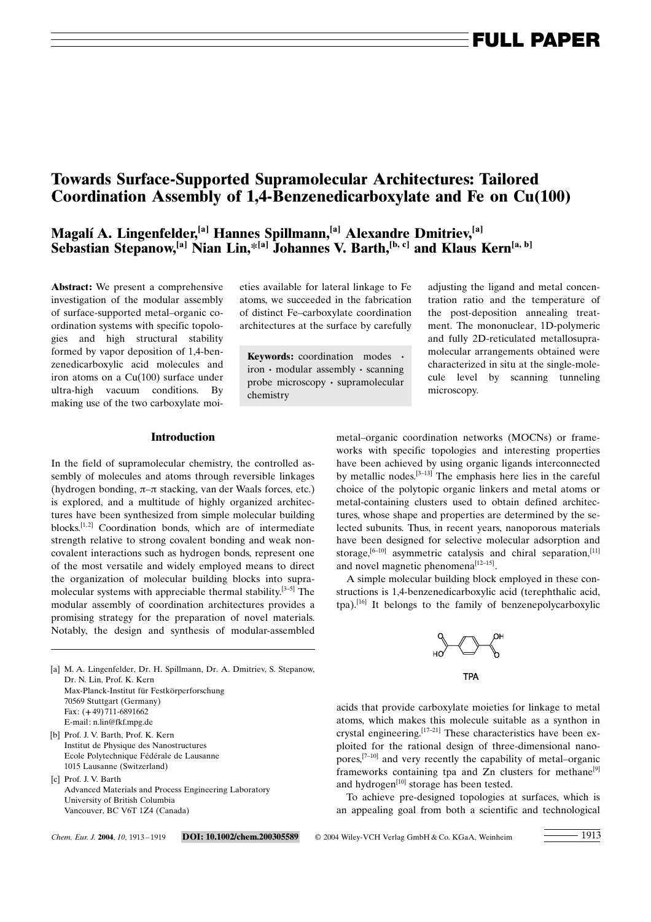# Towards Surface-Supported Supramolecular Architectures: Tailored Coordination Assembly of 1,4-Benzenedicarboxylate and Fe on Cu(100)

**Magalí A. Lingenfelder,[a] Hannes Spillmann,[a] Alexandre Dmitriev,[a] Sebastian Stepanow,[a] Nian Lin,*[a] Johannes V. Barth,[b, c] and Klaus Kern[a, b]**

**Abstract:** We present a comprehensive investigation of the modular assembly of surface-supported metal–organic coordination systems with specific topologies and high structural stability formed by vapor deposition of 1,4-benzenedicarboxylic acid molecules and iron atoms on a Cu(100) surface under ultra-high vacuum conditions. By making use of the two carboxylate moieties available for lateral linkage to Fe atoms, we succeeded in the fabrication of distinct Fe–carboxylate coordination architectures at the surface by carefully adjusting the ligand and metal concentration ratio and the temperature of the post-deposition annealing treatment. The mononuclear, 1D-polymeric and fully 2D-reticulated metallosupramolecular arrangements obtained were characterized in situ at the single-molecule level by scanning tunneling microscopy.

**Keywords:** coordination modes · iron · modular assembly · scanning probe microscopy · supramolecular chemistry

## Introduction

In the field of supramolecular chemistry, the controlled assembly of molecules and atoms through reversible linkages (hydrogen bonding, π–π stacking, van der Waals forces, etc.) is explored, and a multitude of highly organized architectures have been synthesized from simple molecular building blocks.[1,2] Coordination bonds, which are of intermediate strength relative to strong covalent bonding and weak noncovalent interactions such as hydrogen bonds, represent one of the most versatile and widely employed means to direct the organization of molecular building blocks into supramolecular systems with appreciable thermal stability.[3–5] The modular assembly of coordination architectures provides a promising strategy for the preparation of novel materials. Notably, the design and synthesis of modular-assembled metal–organic coordination networks (MOCNs) or frameworks with specific topologies and interesting properties have been achieved by using organic ligands interconnected by metallic nodes.[3–13] The emphasis here lies in the careful choice of the polytopic organic linkers and metal atoms or metal-containing clusters used to obtain defined architectures, whose shape and properties are determined by the selected subunits. Thus, in recent years, nanoporous materials have been designed for selective molecular adsorption and storage,[6–10] asymmetric catalysis and chiral separation,[11] and novel magnetic phenomena[12–15].

A simple molecular building block employed in these constructions is 1,4-benzenedicarboxylic acid (terephthalic acid, tpa).[16] It belongs to the family of benzenepolycarboxylic acids that provide carboxylate moieties for linkage to metal atoms, which makes this molecule suitable as a synthon in crystal engineering.[17–21] These characteristics have been exploited for the rational design of three-dimensional nanopores,[7–10] and very recently the capability of metal–organic frameworks containing tpa and Zn clusters for methane[9] and hydrogen[10] storage has been tested.

To achieve pre-designed topologies at surfaces, which is an appealing goal from both a scientific and technological

---

[a] M. A. Lingenfelder, Dr. H. Spillmann, Dr. A. Dmitriev, S. Stepanow, Dr. N. Lin, Prof. K. Kern
Max-Planck-Institut für Festkörperforschung
70569 Stuttgart (Germany)
Fax: (+49) 711-6891662
E-mail: n.lin@fkf.mpg.de

[b] Prof. J. V. Barth, Prof. K. Kern
Institut de Physique des Nanostructures
Ecole Polytechnique Fédérale de Lausanne
1015 Lausanne (Switzerland)

[c] Prof. J. V. Barth
Advanced Materials and Process Engineering Laboratory
University of British Columbia
Vancouver, BC V6T 1Z4 (Canada)

DOI: 10.1002/chem.200305589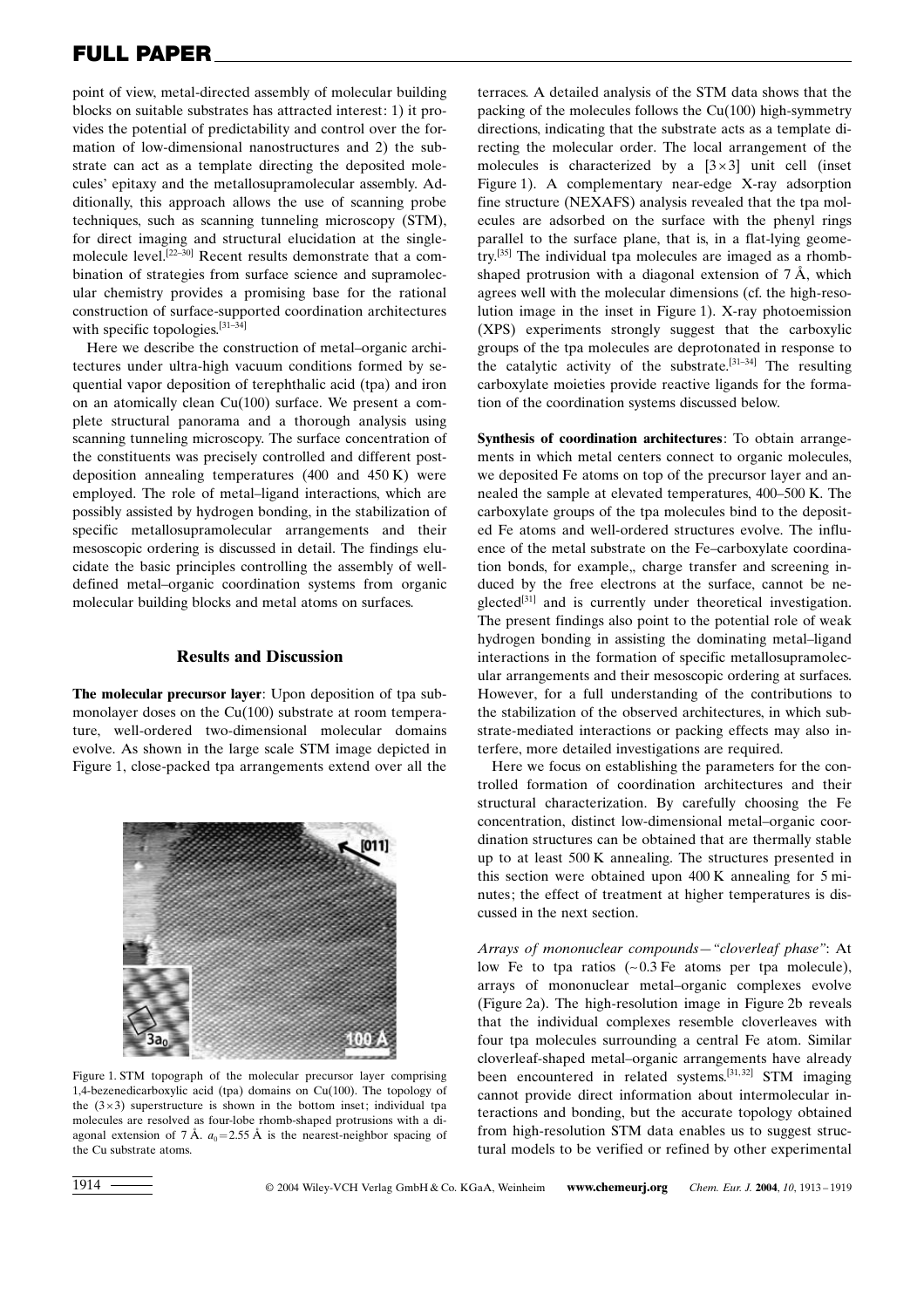point of view, metal-directed assembly of molecular building blocks on suitable substrates has attracted interest: 1) it provides the potential of predictability and control over the formation of low-dimensional nanostructures and 2) the substrate can act as a template directing the deposited molecules' epitaxy and the metallosupramolecular assembly. Additionally, this approach allows the use of scanning probe techniques, such as scanning tunneling microscopy (STM), for direct imaging and structural elucidation at the single-molecule level.[22–30] Recent results demonstrate that a combination of strategies from surface science and supramolecular chemistry provides a promising base for the rational construction of surface-supported coordination architectures with specific topologies.[31–34]

Here we describe the construction of metal–organic architectures under ultra-high vacuum conditions formed by sequential vapor deposition of terephthalic acid (tpa) and iron on an atomically clean Cu(100) surface. We present a complete structural panorama and a thorough analysis using scanning tunneling microscopy. The surface concentration of the constituents was precisely controlled and different post-deposition annealing temperatures (400 and 450 K) were employed. The role of metal–ligand interactions, which are possibly assisted by hydrogen bonding, in the stabilization of specific metallosupramolecular arrangements and their mesoscopic ordering is discussed in detail. The findings elucidate the basic principles controlling the assembly of well-defined metal–organic coordination systems from organic molecular building blocks and metal atoms on surfaces.

## Results and Discussion

**The molecular precursor layer**: Upon deposition of tpa submonolayer doses on the Cu(100) substrate at room temperature, well-ordered two-dimensional molecular domains evolve. As shown in the large scale STM image depicted in Figure 1, close-packed tpa arrangements extend over all the terraces. A detailed analysis of the STM data shows that the packing of the molecules follows the Cu(100) high-symmetry directions, indicating that the substrate acts as a template directing the molecular order. The local arrangement of the molecules is characterized by a $[3\times3]$ unit cell (inset Figure 1). A complementary near-edge X-ray adsorption fine structure (NEXAFS) analysis revealed that the tpa molecules are adsorbed on the surface with the phenyl rings parallel to the surface plane, that is, in a flat-lying geometry.[35] The individual tpa molecules are imaged as a rhomb-shaped protrusion with a diagonal extension of 7 Å, which agrees well with the molecular dimensions (cf. the high-resolution image in the inset in Figure 1). X-ray photoemission (XPS) experiments strongly suggest that the carboxylic groups of the tpa molecules are deprotonated in response to the catalytic activity of the substrate.[31–34] The resulting carboxylate moieties provide reactive ligands for the formation of the coordination systems discussed below.

Figure 1. STM topograph of the molecular precursor layer comprising 1,4-bezenedicarboxylic acid (tpa) domains on Cu(100). The topology of the $(3\times3)$ superstructure is shown in the bottom inset; individual tpa molecules are resolved as four-lobe rhomb-shaped protrusions with a diagonal extension of 7 Å. $a_0 = 2.55$ Å is the nearest-neighbor spacing of the Cu substrate atoms.

**Synthesis of coordination architectures**: To obtain arrangements in which metal centers connect to organic molecules, we deposited Fe atoms on top of the precursor layer and annealed the sample at elevated temperatures, 400–500 K. The carboxylate groups of the tpa molecules bind to the deposited Fe atoms and well-ordered structures evolve. The influence of the metal substrate on the Fe–carboxylate coordination bonds, for example,, charge transfer and screening induced by the free electrons at the surface, cannot be neglected[31] and is currently under theoretical investigation. The present findings also point to the potential role of weak hydrogen bonding in assisting the dominating metal–ligand interactions in the formation of specific metallosupramolecular arrangements and their mesoscopic ordering at surfaces. However, for a full understanding of the contributions to the stabilization of the observed architectures, in which substrate-mediated interactions or packing effects may also interfere, more detailed investigations are required.

Here we focus on establishing the parameters for the controlled formation of coordination architectures and their structural characterization. By carefully choosing the Fe concentration, distinct low-dimensional metal–organic coordination structures can be obtained that are thermally stable up to at least 500 K annealing. The structures presented in this section were obtained upon 400 K annealing for 5 minutes; the effect of treatment at higher temperatures is discussed in the next section.

*Arrays of mononuclear compounds—"cloverleaf phase"*: At low Fe to tpa ratios (~0.3 Fe atoms per tpa molecule), arrays of mononuclear metal–organic complexes evolve (Figure 2a). The high-resolution image in Figure 2b reveals that the individual complexes resemble cloverleaves with four tpa molecules surrounding a central Fe atom. Similar cloverleaf-shaped metal–organic arrangements have already been encountered in related systems.[31,32] STM imaging cannot provide direct information about intermolecular interactions and bonding, but the accurate topology obtained from high-resolution STM data enables us to suggest structural models to be verified or refined by other experimental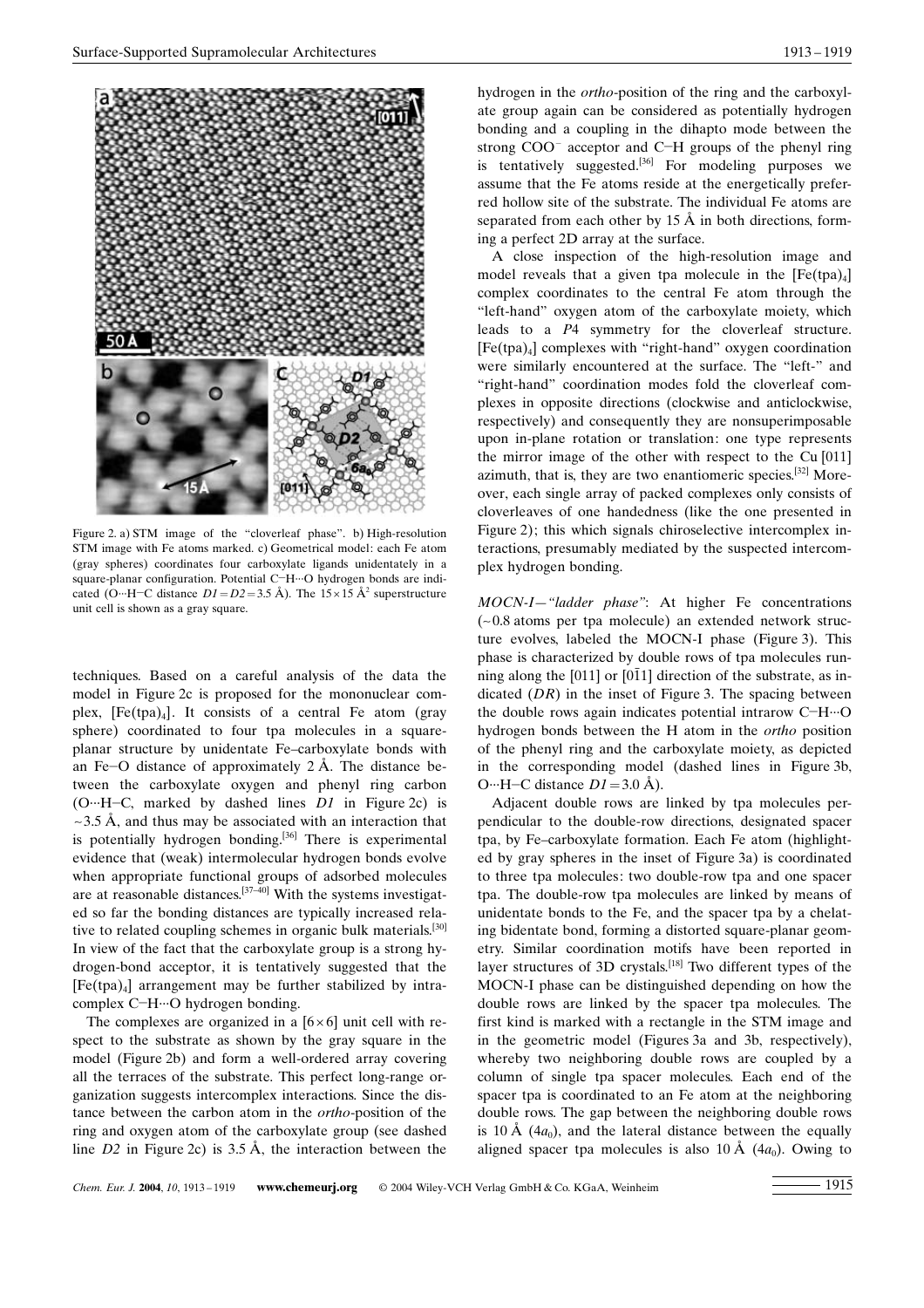Figure 2. a) STM image of the "cloverleaf phase". b) High-resolution STM image with Fe atoms marked. c) Geometrical model: each Fe atom (gray spheres) coordinates four carboxylate ligands unidentately in a square-planar configuration. Potential C−H···O hydrogen bonds are indicated (O···H−C distance $D1 = D2 = 3.5$ Å). The $15 \times 15$ Å$^2$ superstructure unit cell is shown as a gray square.

techniques. Based on a careful analysis of the data the model in Figure 2c is proposed for the mononuclear complex, $[Fe(tpa)_4]$. It consists of a central Fe atom (gray sphere) coordinated to four tpa molecules in a square-planar structure by unidentate Fe–carboxylate bonds with an Fe−O distance of approximately 2 Å. The distance between the carboxylate oxygen and phenyl ring carbon (O···H−C, marked by dashed lines *D1* in Figure 2c) is ~3.5 Å, and thus may be associated with an interaction that is potentially hydrogen bonding.[36] There is experimental evidence that (weak) intermolecular hydrogen bonds evolve when appropriate functional groups of adsorbed molecules are at reasonable distances.[37–40] With the systems investigated so far the bonding distances are typically increased relative to related coupling schemes in organic bulk materials.[30] In view of the fact that the carboxylate group is a strong hydrogen-bond acceptor, it is tentatively suggested that the $[Fe(tpa)_4]$ arrangement may be further stabilized by intracomplex C−H···O hydrogen bonding.

The complexes are organized in a $[6 \times 6]$ unit cell with respect to the substrate as shown by the gray square in the model (Figure 2b) and form a well-ordered array covering all the terraces of the substrate. This perfect long-range organization suggests intercomplex interactions. Since the distance between the carbon atom in the *ortho*-position of the ring and oxygen atom of the carboxylate group (see dashed line *D2* in Figure 2c) is 3.5 Å, the interaction between the hydrogen in the *ortho*-position of the ring and the carboxylate group again can be considered as potentially hydrogen bonding and a coupling in the dihapto mode between the strong $COO^-$ acceptor and C−H groups of the phenyl ring is tentatively suggested.[36] For modeling purposes we assume that the Fe atoms reside at the energetically preferred hollow site of the substrate. The individual Fe atoms are separated from each other by 15 Å in both directions, forming a perfect 2D array at the surface.

A close inspection of the high-resolution image and model reveals that a given tpa molecule in the $[Fe(tpa)_4]$ complex coordinates to the central Fe atom through the "left-hand" oxygen atom of the carboxylate moiety, which leads to a *P*4 symmetry for the cloverleaf structure. $[Fe(tpa)_4]$ complexes with "right-hand" oxygen coordination were similarly encountered at the surface. The "left-" and "right-hand" coordination modes fold the cloverleaf complexes in opposite directions (clockwise and anticlockwise, respectively) and consequently they are nonsuperimposable upon in-plane rotation or translation: one type represents the mirror image of the other with respect to the Cu [011] azimuth, that is, they are two enantiomeric species.[32] Moreover, each single array of packed complexes only consists of cloverleaves of one handedness (like the one presented in Figure 2); this which signals chiroselective intercomplex interactions, presumably mediated by the suspected intercomplex hydrogen bonding.

*MOCN-I—"ladder phase"*: At higher Fe concentrations (~0.8 atoms per tpa molecule) an extended network structure evolves, labeled the MOCN-I phase (Figure 3). This phase is characterized by double rows of tpa molecules running along the [011] or [0$\bar{1}$1] direction of the substrate, as indicated (*DR*) in the inset of Figure 3. The spacing between the double rows again indicates potential intrarow C−H···O hydrogen bonds between the H atom in the *ortho* position of the phenyl ring and the carboxylate moiety, as depicted in the corresponding model (dashed lines in Figure 3b, O···H−C distance $D1 = 3.0$ Å).

Adjacent double rows are linked by tpa molecules perpendicular to the double-row directions, designated spacer tpa, by Fe–carboxylate formation. Each Fe atom (highlighted by gray spheres in the inset of Figure 3a) is coordinated to three tpa molecules: two double-row tpa and one spacer tpa. The double-row tpa molecules are linked by means of unidentate bonds to the Fe, and the spacer tpa by a chelating bidentate bond, forming a distorted square-planar geometry. Similar coordination motifs have been reported in layer structures of 3D crystals.[18] Two different types of the MOCN-I phase can be distinguished depending on how the double rows are linked by the spacer tpa molecules. The first kind is marked with a rectangle in the STM image and in the geometric model (Figures 3a and 3b, respectively), whereby two neighboring double rows are coupled by a column of single tpa spacer molecules. Each end of the spacer tpa is coordinated to an Fe atom at the neighboring double rows. The gap between the neighboring double rows is 10 Å ($4a_0$), and the lateral distance between the equally aligned spacer tpa molecules is also 10 Å ($4a_0$). Owing to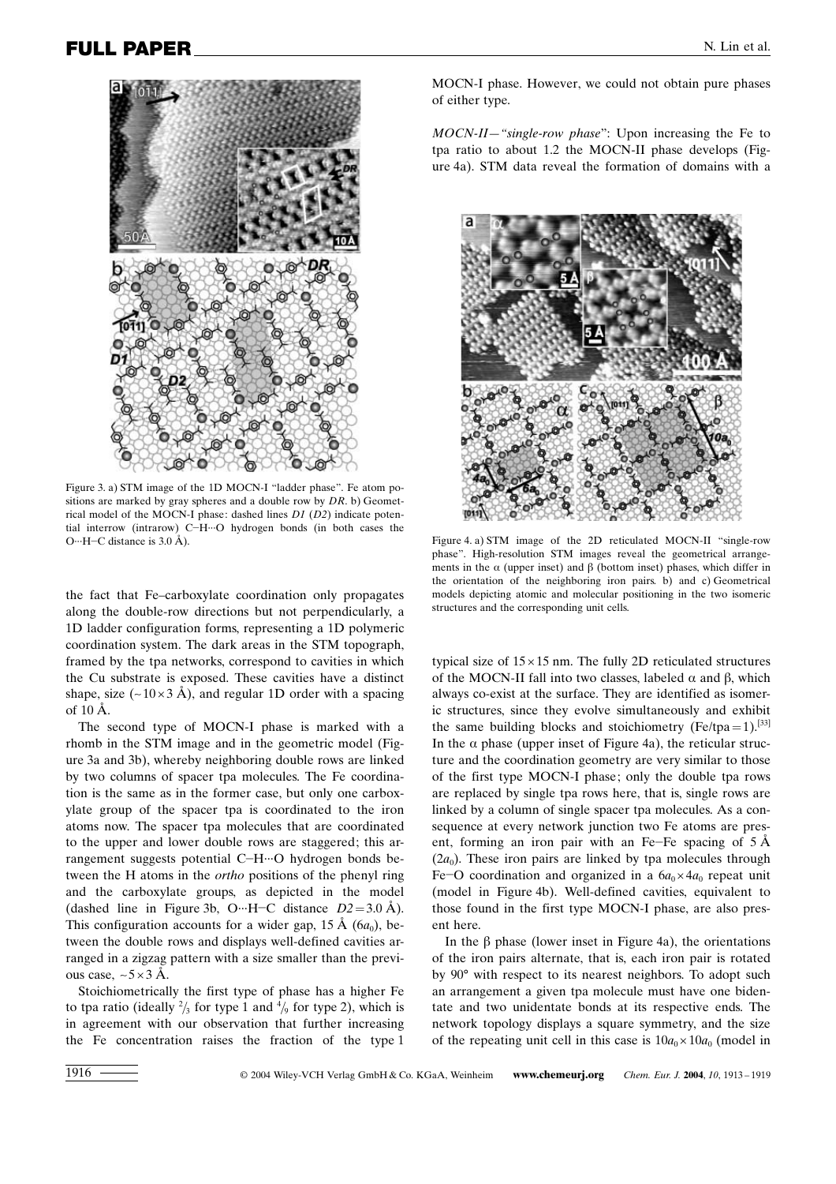Figure 3. a) STM image of the 1D MOCN-I "ladder phase". Fe atom positions are marked by gray spheres and a double row by *DR*. b) Geometrical model of the MOCN-I phase: dashed lines *D1* (*D2*) indicate potential interrow (intrarow) C–H···O hydrogen bonds (in both cases the O···H–C distance is 3.0 Å).

the fact that Fe–carboxylate coordination only propagates along the double-row directions but not perpendicularly, a 1D ladder configuration forms, representing a 1D polymeric coordination system. The dark areas in the STM topograph, framed by the tpa networks, correspond to cavities in which the Cu substrate is exposed. These cavities have a distinct shape, size (~10×3 Å), and regular 1D order with a spacing of 10 Å.

The second type of MOCN-I phase is marked with a rhomb in the STM image and in the geometric model (Figure 3a and 3b), whereby neighboring double rows are linked by two columns of spacer tpa molecules. The Fe coordination is the same as in the former case, but only one carboxylate group of the spacer tpa is coordinated to the iron atoms now. The spacer tpa molecules that are coordinated to the upper and lower double rows are staggered; this arrangement suggests potential C–H···O hydrogen bonds between the H atoms in the *ortho* positions of the phenyl ring and the carboxylate groups, as depicted in the model (dashed line in Figure 3b, O···H–C distance $D2 = 3.0$ Å). This configuration accounts for a wider gap, 15 Å ($6a_0$), between the double rows and displays well-defined cavities arranged in a zigzag pattern with a size smaller than the previous case, ~5×3 Å.

Stoichiometrically the first type of phase has a higher Fe to tpa ratio (ideally $^2/_3$ for type 1 and $^4/_9$ for type 2), which is in agreement with our observation that further increasing the Fe concentration raises the fraction of the type 1 MOCN-I phase. However, we could not obtain pure phases of either type.

*MOCN-II—"single-row phase"*: Upon increasing the Fe to tpa ratio to about 1.2 the MOCN-II phase develops (Figure 4a). STM data reveal the formation of domains with a typical size of 15×15 nm. The fully 2D reticulated structures of the MOCN-II fall into two classes, labeled α and β, which always co-exist at the surface. They are identified as isomeric structures, since they evolve simultaneously and exhibit the same building blocks and stoichiometry (Fe/tpa = 1).[33] In the α phase (upper inset of Figure 4a), the reticular structure and the coordination geometry are very similar to those of the first type MOCN-I phase; only the double tpa rows are replaced by single tpa rows here, that is, single rows are linked by a column of single spacer tpa molecules. As a consequence at every network junction two Fe atoms are present, forming an iron pair with an Fe–Fe spacing of 5 Å ($2a_0$). These iron pairs are linked by tpa molecules through Fe–O coordination and organized in a $6a_0 \times 4a_0$ repeat unit (model in Figure 4b). Well-defined cavities, equivalent to those found in the first type MOCN-I phase, are also present here.

Figure 4. a) STM image of the 2D reticulated MOCN-II "single-row phase". High-resolution STM images reveal the geometrical arrangements in the α (upper inset) and β (bottom inset) phases, which differ in the orientation of the neighboring iron pairs. b) and c) Geometrical models depicting atomic and molecular positioning in the two isomeric structures and the corresponding unit cells.

In the β phase (lower inset in Figure 4a), the orientations of the iron pairs alternate, that is, each iron pair is rotated by 90° with respect to its nearest neighbors. To adopt such an arrangement a given tpa molecule must have one bidentate and two unidentate bonds at its respective ends. The network topology displays a square symmetry, and the size of the repeating unit cell in this case is $10a_0 \times 10a_0$ (model in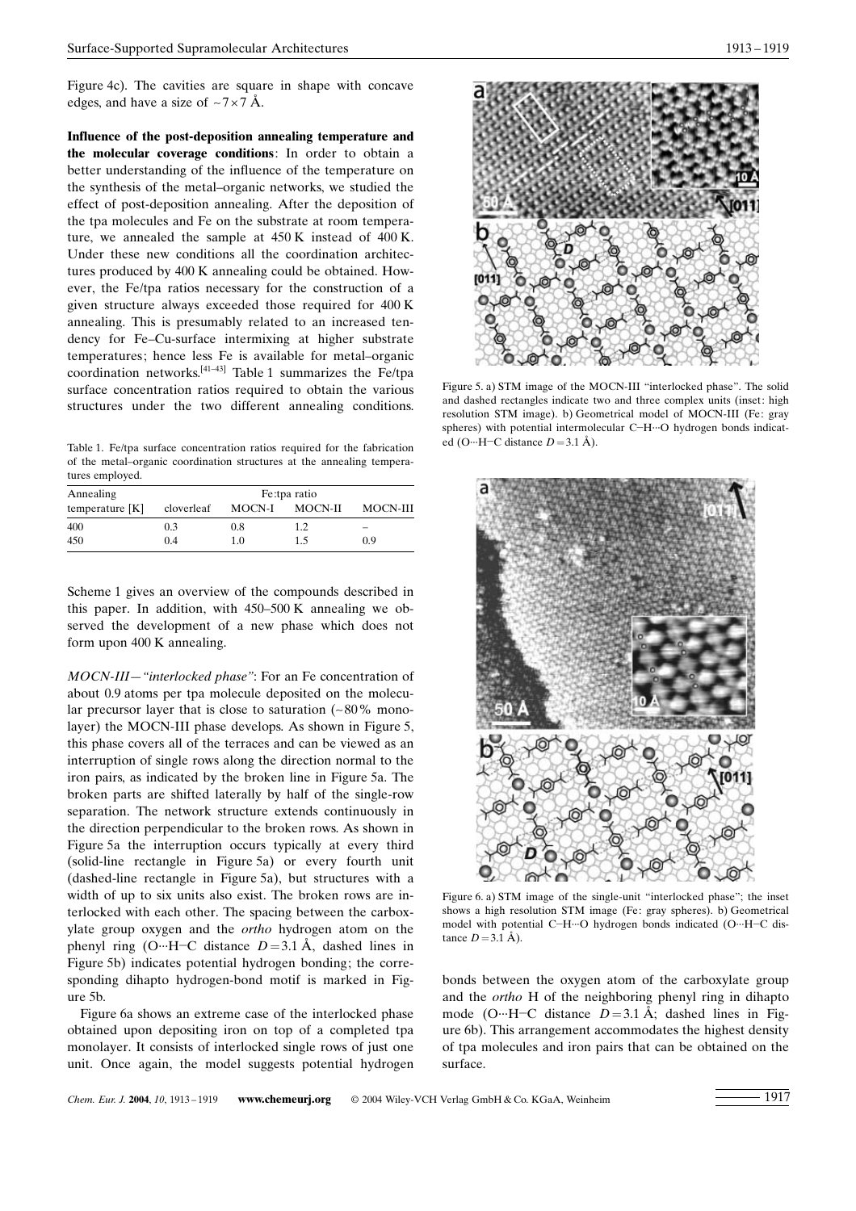Figure 4c). The cavities are square in shape with concave edges, and have a size of ~7×7 Å.

**Influence of the post-deposition annealing temperature and the molecular coverage conditions**: In order to obtain a better understanding of the influence of the temperature on the synthesis of the metal–organic networks, we studied the effect of post-deposition annealing. After the deposition of the tpa molecules and Fe on the substrate at room temperature, we annealed the sample at 450 K instead of 400 K. Under these new conditions all the coordination architectures produced by 400 K annealing could be obtained. However, the Fe/tpa ratios necessary for the construction of a given structure always exceeded those required for 400 K annealing. This is presumably related to an increased tendency for Fe–Cu-surface intermixing at higher substrate temperatures; hence less Fe is available for metal–organic coordination networks.[41–43] Table 1 summarizes the Fe/tpa surface concentration ratios required to obtain the various structures under the two different annealing conditions.

Table 1. Fe/tpa surface concentration ratios required for the fabrication of the metal–organic coordination structures at the annealing temperatures employed.

| Annealing temperature [K] | Fe:tpa ratio | | | |
|---|---|---|---|---|
| | cloverleaf | MOCN-I | MOCN-II | MOCN-III |
| 400 | 0.3 | 0.8 | 1.2 | – |
| 450 | 0.4 | 1.0 | 1.5 | 0.9 |

Scheme 1 gives an overview of the compounds described in this paper. In addition, with 450–500 K annealing we observed the development of a new phase which does not form upon 400 K annealing.

*MOCN-III—"interlocked phase"*: For an Fe concentration of about 0.9 atoms per tpa molecule deposited on the molecular precursor layer that is close to saturation (~80% monolayer) the MOCN-III phase develops. As shown in Figure 5, this phase covers all of the terraces and can be viewed as an interruption of single rows along the direction normal to the iron pairs, as indicated by the broken line in Figure 5a. The broken parts are shifted laterally by half of the single-row separation. The network structure extends continuously in the direction perpendicular to the broken rows. As shown in Figure 5a the interruption occurs typically at every third (solid-line rectangle in Figure 5a) or every fourth unit (dashed-line rectangle in Figure 5a), but structures with a width of up to six units also exist. The broken rows are interlocked with each other. The spacing between the carboxylate group oxygen and the *ortho* hydrogen atom on the phenyl ring (O···H−C distance $D = 3.1$ Å, dashed lines in Figure 5b) indicates potential hydrogen bonding; the corresponding dihapto hydrogen-bond motif is marked in Figure 5b.

Figure 6a shows an extreme case of the interlocked phase obtained upon depositing iron on top of a completed tpa monolayer. It consists of interlocked single rows of just one unit. Once again, the model suggests potential hydrogen bonds between the oxygen atom of the carboxylate group and the *ortho* H of the neighboring phenyl ring in dihapto mode (O···H−C distance $D = 3.1$ Å; dashed lines in Figure 6b). This arrangement accommodates the highest density of tpa molecules and iron pairs that can be obtained on the surface.

Figure 5. a) STM image of the MOCN-III "interlocked phase". The solid and dashed rectangles indicate two and three complex units (inset: high resolution STM image). b) Geometrical model of MOCN-III (Fe: gray spheres) with potential intermolecular C−H···O hydrogen bonds indicated (O···H−C distance $D = 3.1$ Å).

Figure 6. a) STM image of the single-unit "interlocked phase"; the inset shows a high resolution STM image (Fe: gray spheres). b) Geometrical model with potential C−H···O hydrogen bonds indicated (O···H−C distance $D = 3.1$ Å).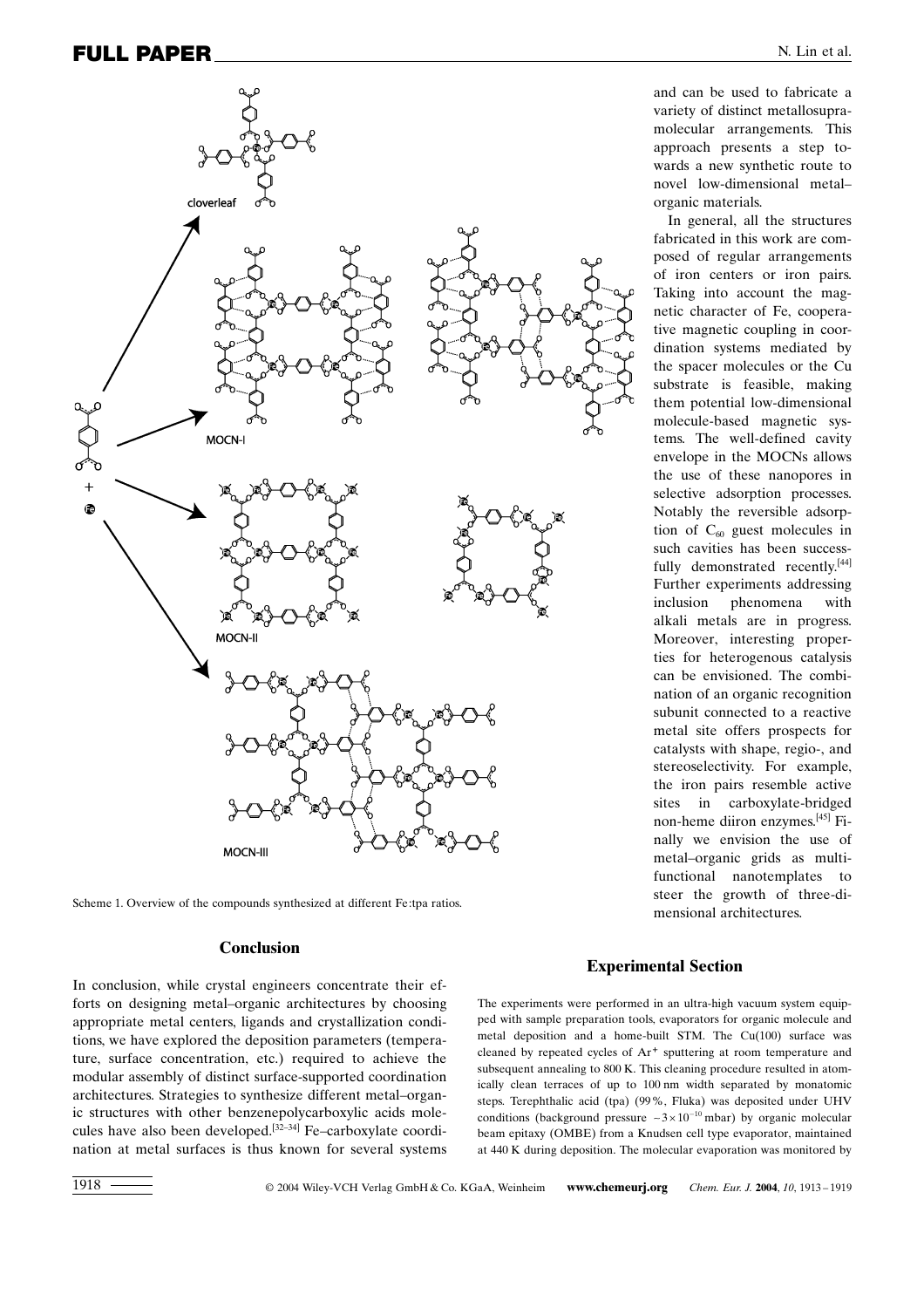Scheme 1. Overview of the compounds synthesized at different Fe:tpa ratios.

and can be used to fabricate a variety of distinct metallosupramolecular arrangements. This approach presents a step towards a new synthetic route to novel low-dimensional metal–organic materials.

In general, all the structures fabricated in this work are composed of regular arrangements of iron centers or iron pairs. Taking into account the magnetic character of Fe, cooperative magnetic coupling in coordination systems mediated by the spacer molecules or the Cu substrate is feasible, making them potential low-dimensional molecule-based magnetic systems. The well-defined cavity envelope in the MOCNs allows the use of these nanopores in selective adsorption processes. Notably the reversible adsorption of $C_{60}$ guest molecules in such cavities has been successfully demonstrated recently.[44] Further experiments addressing inclusion phenomena with alkali metals are in progress. Moreover, interesting properties for heterogenous catalysis can be envisioned. The combination of an organic recognition subunit connected to a reactive metal site offers prospects for catalysts with shape, regio-, and stereoselectivity. For example, the iron pairs resemble active sites in carboxylate-bridged non-heme diiron enzymes.[45] Finally we envision the use of metal–organic grids as multifunctional nanotemplates to steer the growth of three-dimensional architectures.

## Conclusion

In conclusion, while crystal engineers concentrate their efforts on designing metal–organic architectures by choosing appropriate metal centers, ligands and crystallization conditions, we have explored the deposition parameters (temperature, surface concentration, etc.) required to achieve the modular assembly of distinct surface-supported coordination architectures. Strategies to synthesize different metal–organic structures with other benzenepolycarboxylic acids molecules have also been developed.[32–34] Fe–carboxylate coordination at metal surfaces is thus known for several systems

## Experimental Section

The experiments were performed in an ultra-high vacuum system equipped with sample preparation tools, evaporators for organic molecule and metal deposition and a home-built STM. The Cu(100) surface was cleaned by repeated cycles of $Ar^{+}$ sputtering at room temperature and subsequent annealing to 800 K. This cleaning procedure resulted in atomically clean terraces of up to 100 nm width separated by monatomic steps. Terephthalic acid (tpa) (99%, Fluka) was deposited under UHV conditions (background pressure $\sim 3\times10^{-10}$ mbar) by organic molecular beam epitaxy (OMBE) from a Knudsen cell type evaporator, maintained at 440 K during deposition. The molecular evaporation was monitored by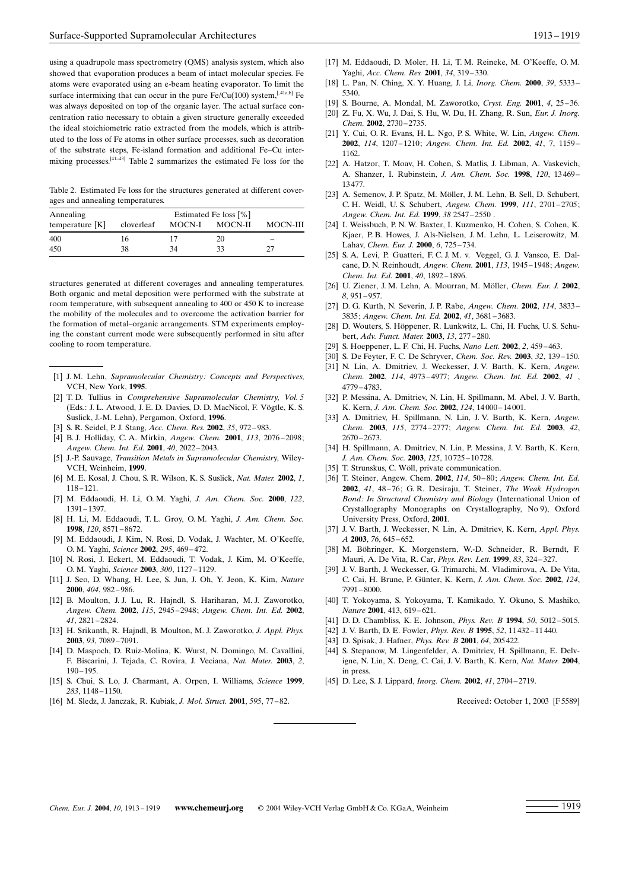using a quadrupole mass spectrometry (QMS) analysis system, which also showed that evaporation produces a beam of intact molecular species. Fe atoms were evaporated using an e-beam heating evaporator. To limit the surface intermixing that can occur in the pure Fe/Cu(100) system,[41a,b] Fe was always deposited on top of the organic layer. The actual surface concentration ratio necessary to obtain a given structure generally exceeded the ideal stoichiometric ratio extracted from the models, which is attributed to the loss of Fe atoms in other surface processes, such as decoration of the substrate steps, Fe-island formation and additional Fe–Cu intermixing processes.[41–43] Table 2 summarizes the estimated Fe loss for the structures generated at different coverages and annealing temperatures. Both organic and metal deposition were performed with the substrate at room temperature, with subsequent annealing to 400 or 450 K to increase the mobility of the molecules and to overcome the activation barrier for the formation of metal–organic arrangements. STM experiments employing the constant current mode were subsequently performed in situ after cooling to room temperature.

Table 2. Estimated Fe loss for the structures generated at different coverages and annealing temperatures.

| Annealing temperature [K] | Estimated Fe loss [%] | | | |
|---|---|---|---|---|
| | cloverleaf | MOCN-I | MOCN-II | MOCN-III |
| 400 | 16 | 17 | 20 | – |
| 450 | 38 | 34 | 33 | 27 |

[1] J. M. Lehn, *Supramolecular Chemistry: Concepts and Perspectives*, VCH, New York, **1995**.

[2] T. D. Tullius in *Comprehensive Supramolecular Chemistry, Vol. 5* (Eds.: J. L. Atwood, J. E. D. Davies, D. D. MacNicol, F. Vögtle, K. S. Suslick, J.-M. Lehn), Pergamon, Oxford, **1996**.

[3] S. R. Seidel, P. J. Stang, *Acc. Chem. Res.* **2002**, *35*, 972–983.

[4] B. J. Holliday, C. A. Mirkin, *Angew. Chem.* **2001**, *113*, 2076–2098; *Angew. Chem. Int. Ed.* **2001**, *40*, 2022–2043.

[5] J.-P. Sauvage, *Transition Metals in Supramolecular Chemistry*, Wiley-VCH, Weinheim, **1999**.

[6] M. E. Kosal, J. Chou, S. R. Wilson, K. S. Suslick, *Nat. Mater.* **2002**, *1*, 118–121.

[7] M. Eddaoudi, H. Li, O. M. Yaghi, *J. Am. Chem. Soc.* **2000**, *122*, 1391–1397.

[8] H. Li, M. Eddaoudi, T. L. Groy, O. M. Yaghi, *J. Am. Chem. Soc.* **1998**, *120*, 8571–8672.

[9] M. Eddaoudi, J. Kim, N. Rosi, D. Vodak, J. Wachter, M. O'Keeffe, O. M. Yaghi, *Science* **2002**, *295*, 469–472.

[10] N. Rosi, J. Eckert, M. Eddaoudi, T. Vodak, J. Kim, M. O'Keeffe, O. M. Yaghi, *Science* **2003**, *300*, 1127–1129.

[11] J. Seo, D. Whang, H. Lee, S. Jun, J. Oh, Y. Jeon, K. Kim, *Nature* **2000**, *404*, 982–986.

[12] B. Moulton, J. J. Lu, R. Hajndl, S. Hariharan, M. J. Zaworotko, *Angew. Chem.* **2002**, *115*, 2945–2948; *Angew. Chem. Int. Ed.* **2002**, *41*, 2821–2824.

[13] H. Srikanth, R. Hajndl, B. Moulton, M. J. Zaworotko, *J. Appl. Phys.* **2003**, *93*, 7089–7091.

[14] D. Maspoch, D. Ruiz-Molina, K. Wurst, N. Domingo, M. Cavallini, F. Biscarini, J. Tejada, C. Rovira, J. Veciana, *Nat. Mater.* **2003**, *2*, 190–195.

[15] S. Chui, S. Lo, J. Charmant, A. Orpen, I. Williams, *Science* **1999**, *283*, 1148–1150.

[16] M. Sledz, J. Janczak, R. Kubiak, *J. Mol. Struct.* **2001**, *595*, 77–82.

[17] M. Eddaoudi, D. Moler, H. Li, T. M. Reineke, M. O'Keeffe, O. M. Yaghi, *Acc. Chem. Res.* **2001**, *34*, 319–330.

[18] L. Pan, N. Ching, X. Y. Huang, J. Li, *Inorg. Chem.* **2000**, *39*, 5333–5340.

[19] S. Bourne, A. Mondal, M. Zaworotko, *Cryst. Eng.* **2001**, *4*, 25–36.

[20] Z. Fu, X. Wu, J. Dai, S. Hu, W. Du, H. Zhang, R. Sun, *Eur. J. Inorg. Chem.* **2002**, 2730–2735.

[21] Y. Cui, O. R. Evans, H. L. Ngo, P. S. White, W. Lin, *Angew. Chem.* **2002**, *114*, 1207–1210; *Angew. Chem. Int. Ed.* **2002**, *41*, 7, 1159–1162.

[22] A. Hatzor, T. Moav, H. Cohen, S. Matlis, J. Libman, A. Vaskevich, A. Shanzer, I. Rubinstein, *J. Am. Chem. Soc.* **1998**, *120*, 13469–13477.

[23] A. Semenov, J. P. Spatz, M. Möller, J. M. Lehn, B. Sell, D. Schubert, C. H. Weidl, U. S. Schubert, *Angew. Chem.* **1999**, *111*, 2701–2705; *Angew. Chem. Int. Ed.* **1999**, *38* 2547–2550 .

[24] I. Weissbuch, P. N. W. Baxter, I. Kuzmenko, H. Cohen, S. Cohen, K. Kjaer, P. B. Howes, J. Als-Nielsen, J. M. Lehn, L. Leiserowitz, M. Lahav, *Chem. Eur. J.* **2000**, *6*, 725–734.

[25] S. A. Levi, P. Guatteri, F. C. J. M. v. Veggel, G. J. Vansco, E. Dalcane, D. N. Reinhoudt, *Angew. Chem.* **2001**, *113*, 1945–1948; *Angew. Chem. Int. Ed.* **2001**, *40*, 1892–1896.

[26] U. Ziener, J. M. Lehn, A. Mourran, M. Möller, *Chem. Eur. J.* **2002**, *8*, 951–957.

[27] D. G. Kurth, N. Severin, J. P. Rabe, *Angew. Chem.* **2002**, *114*, 3833–3835; *Angew. Chem. Int. Ed.* **2002**, *41*, 3681–3683.

[28] D. Wouters, S. Höppener, R. Lunkwitz, L. Chi, H. Fuchs, U. S. Schubert, *Adv. Funct. Mater.* **2003**, *13*, 277–280.

[29] S. Hoeppener, L. F. Chi, H. Fuchs, *Nano Lett.* **2002**, *2*, 459–463.

[30] S. De Feyter, F. C. De Schryver, *Chem. Soc. Rev.* **2003**, *32*, 139–150.

[31] N. Lin, A. Dmitriev, J. Weckesser, J. V. Barth, K. Kern, *Angew. Chem.* **2002**, *114*, 4973–4977; *Angew. Chem. Int. Ed.* **2002**, *41* , 4779–4783.

[32] P. Messina, A. Dmitriev, N. Lin, H. Spillmann, M. Abel, J. V. Barth, K. Kern, *J. Am. Chem. Soc.* **2002**, *124*, 14000–14001.

[33] A. Dmitriev, H. Spillmann, N. Lin, J. V. Barth, K. Kern, *Angew. Chem.* **2003**, *115*, 2774–2777; *Angew. Chem. Int. Ed.* **2003**, *42*, 2670–2673.

[34] H. Spillmann, A. Dmitriev, N. Lin, P. Messina, J. V. Barth, K. Kern, *J. Am. Chem. Soc.* **2003**, *125*, 10725–10728.

[35] T. Strunskus, C. Wöll, private communication.

[36] T. Steiner, Angew. Chem. **2002**, *114*, 50–80; *Angew. Chem. Int. Ed.* **2002**, *41*, 48–76; G. R. Desiraju, T. Steiner, *The Weak Hydrogen Bond: In Structural Chemistry and Biology* (International Union of Crystallography Monographs on Crystallography, No 9), Oxford University Press, Oxford, **2001**.

[37] J. V. Barth, J. Weckesser, N. Lin, A. Dmitriev, K. Kern, *Appl. Phys. A* **2003**, *76*, 645–652.

[38] M. Böhringer, K. Morgenstern, W.-D. Schneider, R. Berndt, F. Mauri, A. De Vita, R. Car, *Phys. Rev. Lett.* **1999**, *83*, 324–327.

[39] J. V. Barth, J. Weckesser, G. Trimarchi, M. Vladimirova, A. De Vita, C. Cai, H. Brune, P. Günter, K. Kern, *J. Am. Chem. Soc.* **2002**, *124*, 7991–8000.

[40] T. Yokoyama, S. Yokoyama, T. Kamikado, Y. Okuno, S. Mashiko, *Nature* **2001**, 413, 619–621.

[41] D. D. Chambliss, K. E. Johnson, *Phys. Rev. B* **1994**, *50*, 5012–5015.

[42] J. V. Barth, D. E. Fowler, *Phys. Rev. B* **1995**, *52*, 11432–11440.

[43] D. Spisak, J. Hafner, *Phys. Rev. B* **2001**, *64*, 205422.

[44] S. Stepanow, M. Lingenfelder, A. Dmitriev, H. Spillmann, E. Delvigne, N. Lin, X. Deng, C. Cai, J. V. Barth, K. Kern, *Nat. Mater.* **2004**, in press.

[45] D. Lee, S. J. Lippard, *Inorg. Chem.* **2002**, *41*, 2704–2719.

Received: October 1, 2003 [F5589]